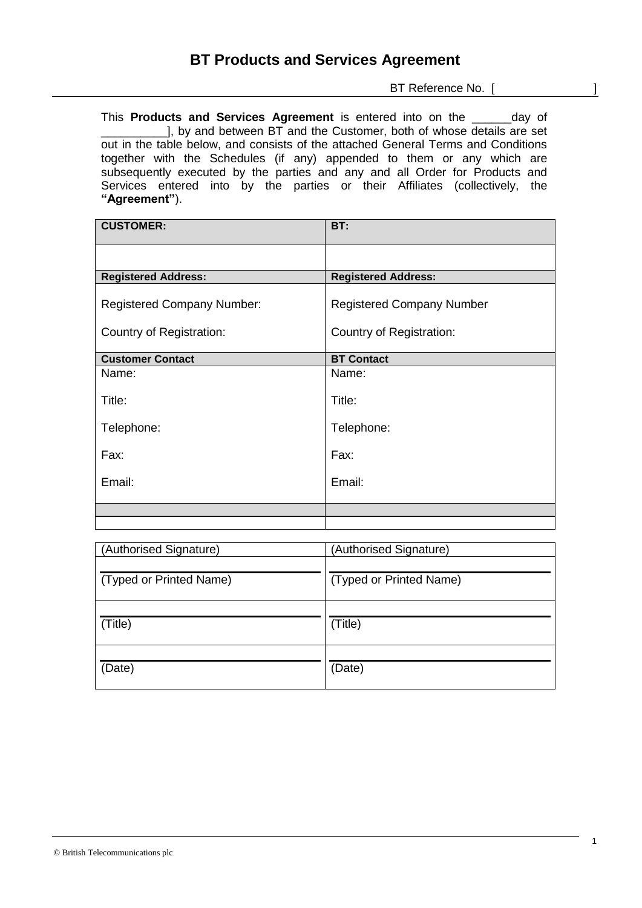# BT Products and Services Agreement

BT Reference No. [ ]

This **Products and Services Agreement** is entered into on the ______day of _________], by and between BT and the Customer, both of whose details are set out in the table below, and consists of the attached General Terms and Conditions together with the Schedules (if any) appended to them or any which are subsequently executed by the parties and any and all Order for Products and Services entered into by the parties or their Affiliates (collectively, the **"Agreement"**).

| **CUSTOMER:** | **BT:** |
|---|---|
| | |
| **Registered Address:** | **Registered Address:** |
| Registered Company Number: | Registered Company Number |
| Country of Registration: | Country of Registration: |
| **Customer Contact** | **BT Contact** |
| Name: | Name: |
| Title: | Title: |
| Telephone: | Telephone: |
| Fax: | Fax: |
| Email: | Email: |
| | |
| | |

| (Authorised Signature) | (Authorised Signature) |
|---|---|
| (Typed or Printed Name) | (Typed or Printed Name) |
| (Title) | (Title) |
| (Date) | (Date) |

© British Telecommunications plc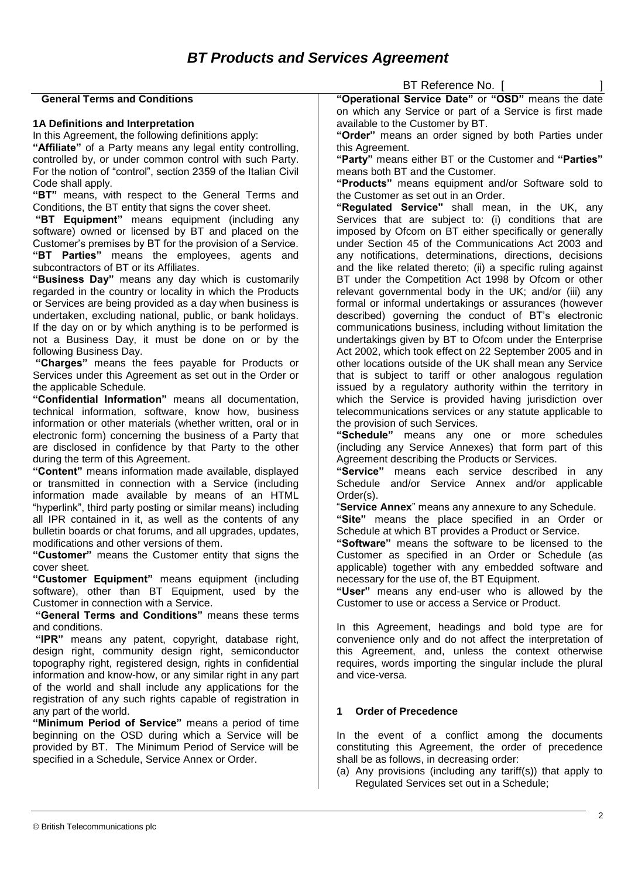# *BT Products and Services Agreement*

BT Reference No. [ ]

**General Terms and Conditions**

**1A Definitions and Interpretation**

In this Agreement, the following definitions apply:

**"Affiliate"** of a Party means any legal entity controlling, controlled by, or under common control with such Party. For the notion of "control", section 2359 of the Italian Civil Code shall apply.

**"BT"** means, with respect to the General Terms and Conditions, the BT entity that signs the cover sheet.

**"BT Equipment"** means equipment (including any software) owned or licensed by BT and placed on the Customer's premises by BT for the provision of a Service.

**"BT Parties"** means the employees, agents and subcontractors of BT or its Affiliates.

**"Business Day"** means any day which is customarily regarded in the country or locality in which the Products or Services are being provided as a day when business is undertaken, excluding national, public, or bank holidays. If the day on or by which anything is to be performed is not a Business Day, it must be done on or by the following Business Day.

**"Charges"** means the fees payable for Products or Services under this Agreement as set out in the Order or the applicable Schedule.

**"Confidential Information"** means all documentation, technical information, software, know how, business information or other materials (whether written, oral or in electronic form) concerning the business of a Party that are disclosed in confidence by that Party to the other during the term of this Agreement.

**"Content"** means information made available, displayed or transmitted in connection with a Service (including information made available by means of an HTML "hyperlink", third party posting or similar means) including all IPR contained in it, as well as the contents of any bulletin boards or chat forums, and all upgrades, updates, modifications and other versions of them.

**"Customer"** means the Customer entity that signs the cover sheet.

**"Customer Equipment"** means equipment (including software), other than BT Equipment, used by the Customer in connection with a Service.

**"General Terms and Conditions"** means these terms and conditions.

**"IPR"** means any patent, copyright, database right, design right, community design right, semiconductor topography right, registered design, rights in confidential information and know-how, or any similar right in any part of the world and shall include any applications for the registration of any such rights capable of registration in any part of the world.

**"Minimum Period of Service"** means a period of time beginning on the OSD during which a Service will be provided by BT. The Minimum Period of Service will be specified in a Schedule, Service Annex or Order.

**"Operational Service Date"** or **"OSD"** means the date on which any Service or part of a Service is first made available to the Customer by BT.

**"Order"** means an order signed by both Parties under this Agreement.

**"Party"** means either BT or the Customer and **"Parties"** means both BT and the Customer.

**"Products"** means equipment and/or Software sold to the Customer as set out in an Order.

**"Regulated Service"** shall mean, in the UK, any Services that are subject to: (i) conditions that are imposed by Ofcom on BT either specifically or generally under Section 45 of the Communications Act 2003 and any notifications, determinations, directions, decisions and the like related thereto; (ii) a specific ruling against BT under the Competition Act 1998 by Ofcom or other relevant governmental body in the UK; and/or (iii) any formal or informal undertakings or assurances (however described) governing the conduct of BT's electronic communications business, including without limitation the undertakings given by BT to Ofcom under the Enterprise Act 2002, which took effect on 22 September 2005 and in other locations outside of the UK shall mean any Service that is subject to tariff or other analogous regulation issued by a regulatory authority within the territory in which the Service is provided having jurisdiction over telecommunications services or any statute applicable to the provision of such Services.

**"Schedule"** means any one or more schedules (including any Service Annexes) that form part of this Agreement describing the Products or Services.

**"Service"** means each service described in any Schedule and/or Service Annex and/or applicable Order(s).

"**Service Annex**" means any annexure to any Schedule.

**"Site"** means the place specified in an Order or Schedule at which BT provides a Product or Service.

**"Software"** means the software to be licensed to the Customer as specified in an Order or Schedule (as applicable) together with any embedded software and necessary for the use of, the BT Equipment.

**"User"** means any end-user who is allowed by the Customer to use or access a Service or Product.

In this Agreement, headings and bold type are for convenience only and do not affect the interpretation of this Agreement, and, unless the context otherwise requires, words importing the singular include the plural and vice-versa.

## 1 Order of Precedence

In the event of a conflict among the documents constituting this Agreement, the order of precedence shall be as follows, in decreasing order:

(a) Any provisions (including any tariff(s)) that apply to Regulated Services set out in a Schedule;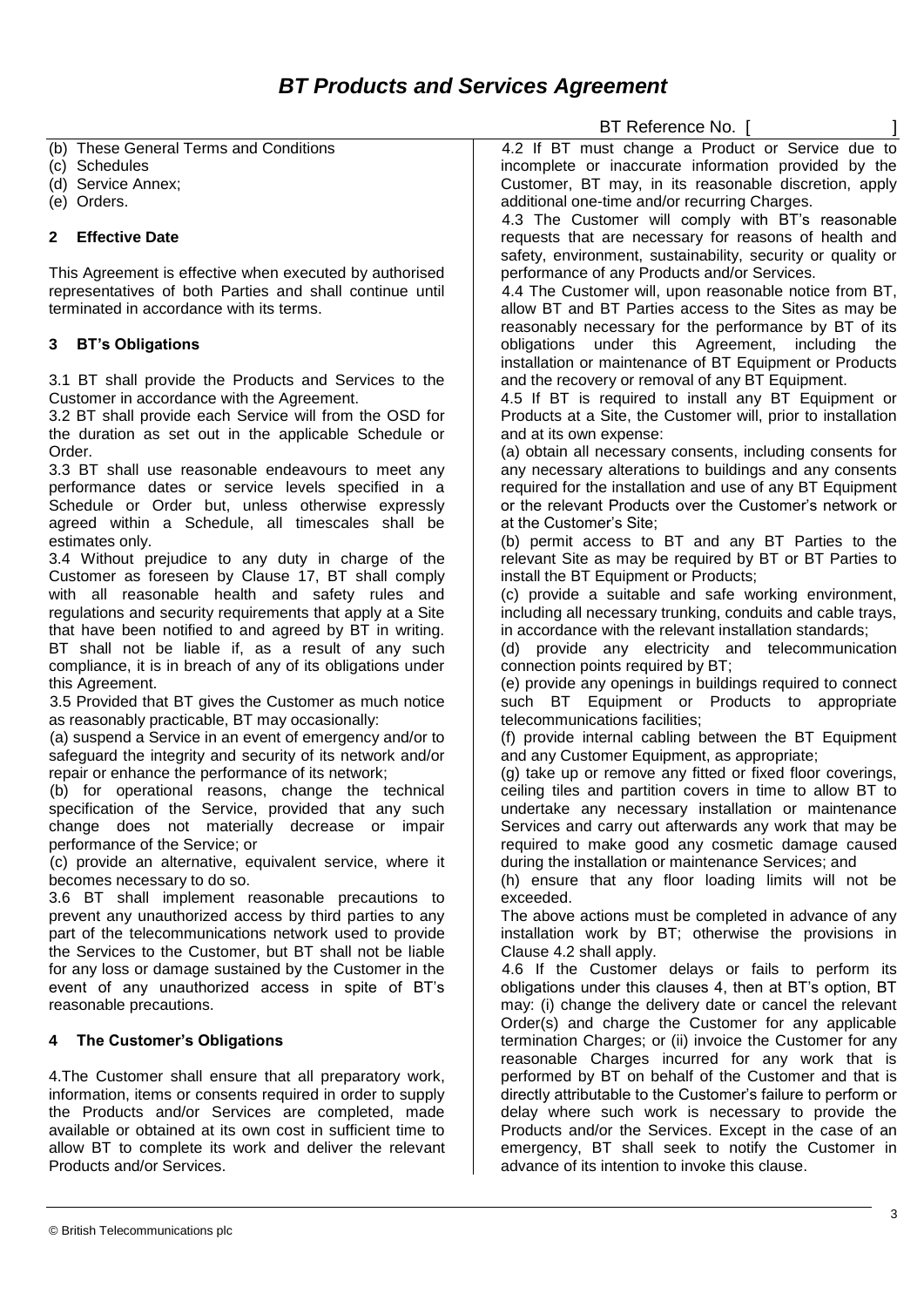(b) These General Terms and Conditions
(c) Schedules
(d) Service Annex;
(e) Orders.

## 2 Effective Date

This Agreement is effective when executed by authorised representatives of both Parties and shall continue until terminated in accordance with its terms.

## 3 BT's Obligations

3.1 BT shall provide the Products and Services to the Customer in accordance with the Agreement.

3.2 BT shall provide each Service will from the OSD for the duration as set out in the applicable Schedule or Order.

3.3 BT shall use reasonable endeavours to meet any performance dates or service levels specified in a Schedule or Order but, unless otherwise expressly agreed within a Schedule, all timescales shall be estimates only.

3.4 Without prejudice to any duty in charge of the Customer as foreseen by Clause 17, BT shall comply with all reasonable health and safety rules and regulations and security requirements that apply at a Site that have been notified to and agreed by BT in writing. BT shall not be liable if, as a result of any such compliance, it is in breach of any of its obligations under this Agreement.

3.5 Provided that BT gives the Customer as much notice as reasonably practicable, BT may occasionally:

(a) suspend a Service in an event of emergency and/or to safeguard the integrity and security of its network and/or repair or enhance the performance of its network;

(b) for operational reasons, change the technical specification of the Service, provided that any such change does not materially decrease or impair performance of the Service; or

(c) provide an alternative, equivalent service, where it becomes necessary to do so.

3.6 BT shall implement reasonable precautions to prevent any unauthorized access by third parties to any part of the telecommunications network used to provide the Services to the Customer, but BT shall not be liable for any loss or damage sustained by the Customer in the event of any unauthorized access in spite of BT's reasonable precautions.

## 4 The Customer's Obligations

4.The Customer shall ensure that all preparatory work, information, items or consents required in order to supply the Products and/or Services are completed, made available or obtained at its own cost in sufficient time to allow BT to complete its work and deliver the relevant Products and/or Services.

4.2 If BT must change a Product or Service due to incomplete or inaccurate information provided by the Customer, BT may, in its reasonable discretion, apply additional one-time and/or recurring Charges.

4.3 The Customer will comply with BT's reasonable requests that are necessary for reasons of health and safety, environment, sustainability, security or quality or performance of any Products and/or Services.

4.4 The Customer will, upon reasonable notice from BT, allow BT and BT Parties access to the Sites as may be reasonably necessary for the performance by BT of its obligations under this Agreement, including the installation or maintenance of BT Equipment or Products and the recovery or removal of any BT Equipment.

4.5 If BT is required to install any BT Equipment or Products at a Site, the Customer will, prior to installation and at its own expense:

(a) obtain all necessary consents, including consents for any necessary alterations to buildings and any consents required for the installation and use of any BT Equipment or the relevant Products over the Customer's network or at the Customer's Site;

(b) permit access to BT and any BT Parties to the relevant Site as may be required by BT or BT Parties to install the BT Equipment or Products;

(c) provide a suitable and safe working environment, including all necessary trunking, conduits and cable trays, in accordance with the relevant installation standards;

(d) provide any electricity and telecommunication connection points required by BT;

(e) provide any openings in buildings required to connect such BT Equipment or Products to appropriate telecommunications facilities;

(f) provide internal cabling between the BT Equipment and any Customer Equipment, as appropriate;

(g) take up or remove any fitted or fixed floor coverings, ceiling tiles and partition covers in time to allow BT to undertake any necessary installation or maintenance Services and carry out afterwards any work that may be required to make good any cosmetic damage caused during the installation or maintenance Services; and

(h) ensure that any floor loading limits will not be exceeded.

The above actions must be completed in advance of any installation work by BT; otherwise the provisions in Clause 4.2 shall apply.

4.6 If the Customer delays or fails to perform its obligations under this clauses 4, then at BT's option, BT may: (i) change the delivery date or cancel the relevant Order(s) and charge the Customer for any applicable termination Charges; or (ii) invoice the Customer for any reasonable Charges incurred for any work that is performed by BT on behalf of the Customer and that is directly attributable to the Customer's failure to perform or delay where such work is necessary to provide the Products and/or the Services. Except in the case of an emergency, BT shall seek to notify the Customer in advance of its intention to invoke this clause.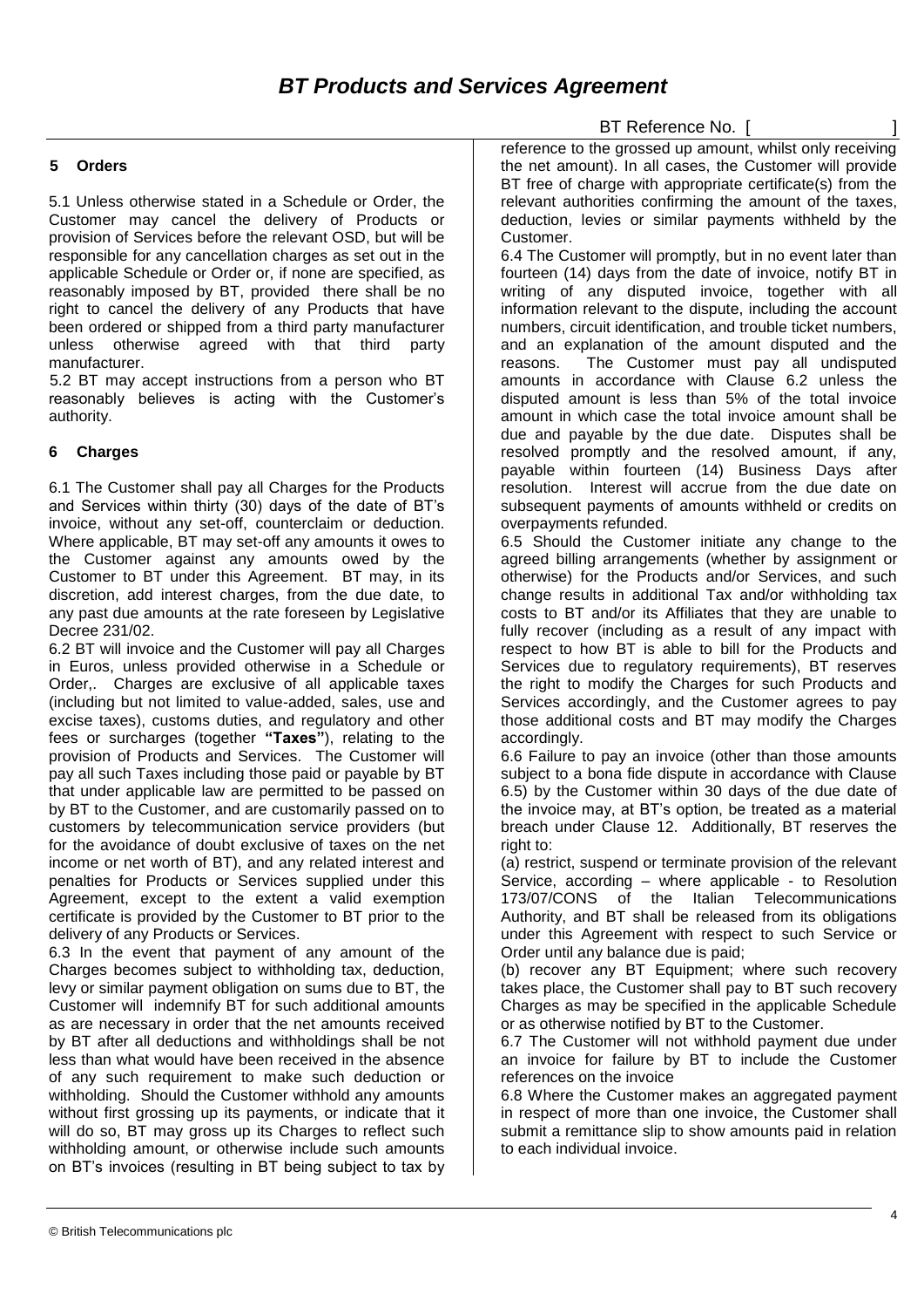## 5 Orders

5.1 Unless otherwise stated in a Schedule or Order, the Customer may cancel the delivery of Products or provision of Services before the relevant OSD, but will be responsible for any cancellation charges as set out in the applicable Schedule or Order or, if none are specified, as reasonably imposed by BT, provided there shall be no right to cancel the delivery of any Products that have been ordered or shipped from a third party manufacturer unless otherwise agreed with that third party manufacturer.

5.2 BT may accept instructions from a person who BT reasonably believes is acting with the Customer's authority.

## 6 Charges

6.1 The Customer shall pay all Charges for the Products and Services within thirty (30) days of the date of BT's invoice, without any set-off, counterclaim or deduction. Where applicable, BT may set-off any amounts it owes to the Customer against any amounts owed by the Customer to BT under this Agreement. BT may, in its discretion, add interest charges, from the due date, to any past due amounts at the rate foreseen by Legislative Decree 231/02.

6.2 BT will invoice and the Customer will pay all Charges in Euros, unless provided otherwise in a Schedule or Order,. Charges are exclusive of all applicable taxes (including but not limited to value-added, sales, use and excise taxes), customs duties, and regulatory and other fees or surcharges (together **"Taxes"**), relating to the provision of Products and Services. The Customer will pay all such Taxes including those paid or payable by BT that under applicable law are permitted to be passed on by BT to the Customer, and are customarily passed on to customers by telecommunication service providers (but for the avoidance of doubt exclusive of taxes on the net income or net worth of BT), and any related interest and penalties for Products or Services supplied under this Agreement, except to the extent a valid exemption certificate is provided by the Customer to BT prior to the delivery of any Products or Services.

6.3 In the event that payment of any amount of the Charges becomes subject to withholding tax, deduction, levy or similar payment obligation on sums due to BT, the Customer will indemnify BT for such additional amounts as are necessary in order that the net amounts received by BT after all deductions and withholdings shall be not less than what would have been received in the absence of any such requirement to make such deduction or withholding. Should the Customer withhold any amounts without first grossing up its payments, or indicate that it will do so, BT may gross up its Charges to reflect such withholding amount, or otherwise include such amounts on BT's invoices (resulting in BT being subject to tax by reference to the grossed up amount, whilst only receiving the net amount). In all cases, the Customer will provide BT free of charge with appropriate certificate(s) from the relevant authorities confirming the amount of the taxes, deduction, levies or similar payments withheld by the Customer.

6.4 The Customer will promptly, but in no event later than fourteen (14) days from the date of invoice, notify BT in writing of any disputed invoice, together with all information relevant to the dispute, including the account numbers, circuit identification, and trouble ticket numbers, and an explanation of the amount disputed and the reasons. The Customer must pay all undisputed amounts in accordance with Clause 6.2 unless the disputed amount is less than 5% of the total invoice amount in which case the total invoice amount shall be due and payable by the due date. Disputes shall be resolved promptly and the resolved amount, if any, payable within fourteen (14) Business Days after resolution. Interest will accrue from the due date on subsequent payments of amounts withheld or credits on overpayments refunded.

6.5 Should the Customer initiate any change to the agreed billing arrangements (whether by assignment or otherwise) for the Products and/or Services, and such change results in additional Tax and/or withholding tax costs to BT and/or its Affiliates that they are unable to fully recover (including as a result of any impact with respect to how BT is able to bill for the Products and Services due to regulatory requirements), BT reserves the right to modify the Charges for such Products and Services accordingly, and the Customer agrees to pay those additional costs and BT may modify the Charges accordingly.

6.6 Failure to pay an invoice (other than those amounts subject to a bona fide dispute in accordance with Clause 6.5) by the Customer within 30 days of the due date of the invoice may, at BT's option, be treated as a material breach under Clause 12. Additionally, BT reserves the right to:

(a) restrict, suspend or terminate provision of the relevant Service, according – where applicable - to Resolution 173/07/CONS of the Italian Telecommunications Authority, and BT shall be released from its obligations under this Agreement with respect to such Service or Order until any balance due is paid;

(b) recover any BT Equipment; where such recovery takes place, the Customer shall pay to BT such recovery Charges as may be specified in the applicable Schedule or as otherwise notified by BT to the Customer.

6.7 The Customer will not withhold payment due under an invoice for failure by BT to include the Customer references on the invoice

6.8 Where the Customer makes an aggregated payment in respect of more than one invoice, the Customer shall submit a remittance slip to show amounts paid in relation to each individual invoice.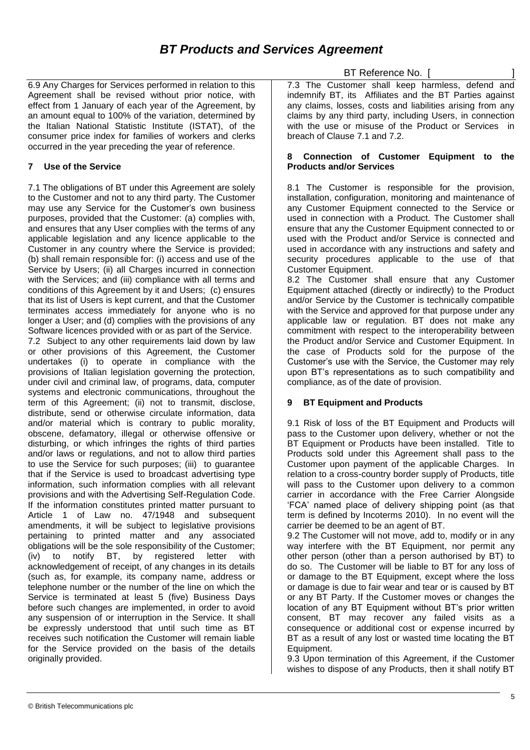6.9 Any Charges for Services performed in relation to this Agreement shall be revised without prior notice, with effect from 1 January of each year of the Agreement, by an amount equal to 100% of the variation, determined by the Italian National Statistic Institute (ISTAT), of the consumer price index for families of workers and clerks occurred in the year preceding the year of reference.

## 7 Use of the Service

7.1 The obligations of BT under this Agreement are solely to the Customer and not to any third party. The Customer may use any Service for the Customer's own business purposes, provided that the Customer: (a) complies with, and ensures that any User complies with the terms of any applicable legislation and any licence applicable to the Customer in any country where the Service is provided; (b) shall remain responsible for: (i) access and use of the Service by Users; (ii) all Charges incurred in connection with the Services; and (iii) compliance with all terms and conditions of this Agreement by it and Users; (c) ensures that its list of Users is kept current, and that the Customer terminates access immediately for anyone who is no longer a User; and (d) complies with the provisions of any Software licences provided with or as part of the Service.

7.2 Subject to any other requirements laid down by law or other provisions of this Agreement, the Customer undertakes (i) to operate in compliance with the provisions of Italian legislation governing the protection, under civil and criminal law, of programs, data, computer systems and electronic communications, throughout the term of this Agreement; (ii) not to transmit, disclose, distribute, send or otherwise circulate information, data and/or material which is contrary to public morality, obscene, defamatory, illegal or otherwise offensive or disturbing, or which infringes the rights of third parties and/or laws or regulations, and not to allow third parties to use the Service for such purposes; (iii) to guarantee that if the Service is used to broadcast advertising type information, such information complies with all relevant provisions and with the Advertising Self-Regulation Code. If the information constitutes printed matter pursuant to Article 1 of Law no. 47/1948 and subsequent amendments, it will be subject to legislative provisions pertaining to printed matter and any associated obligations will be the sole responsibility of the Customer; (iv) to notify BT, by registered letter with acknowledgement of receipt, of any changes in its details (such as, for example, its company name, address or telephone number or the number of the line on which the Service is terminated at least 5 (five) Business Days before such changes are implemented, in order to avoid any suspension of or interruption in the Service. It shall be expressly understood that until such time as BT receives such notification the Customer will remain liable for the Service provided on the basis of the details originally provided.

7.3 The Customer shall keep harmless, defend and indemnify BT, its Affiliates and the BT Parties against any claims, losses, costs and liabilities arising from any claims by any third party, including Users, in connection with the use or misuse of the Product or Services in breach of Clause 7.1 and 7.2.

## 8 Connection of Customer Equipment to the Products and/or Services

8.1 The Customer is responsible for the provision, installation, configuration, monitoring and maintenance of any Customer Equipment connected to the Service or used in connection with a Product. The Customer shall ensure that any the Customer Equipment connected to or used with the Product and/or Service is connected and used in accordance with any instructions and safety and security procedures applicable to the use of that Customer Equipment.

8.2 The Customer shall ensure that any Customer Equipment attached (directly or indirectly) to the Product and/or Service by the Customer is technically compatible with the Service and approved for that purpose under any applicable law or regulation. BT does not make any commitment with respect to the interoperability between the Product and/or Service and Customer Equipment. In the case of Products sold for the purpose of the Customer's use with the Service, the Customer may rely upon BT's representations as to such compatibility and compliance, as of the date of provision.

## 9 BT Equipment and Products

9.1 Risk of loss of the BT Equipment and Products will pass to the Customer upon delivery, whether or not the BT Equipment or Products have been installed. Title to Products sold under this Agreement shall pass to the Customer upon payment of the applicable Charges. In relation to a cross-country border supply of Products, title will pass to the Customer upon delivery to a common carrier in accordance with the Free Carrier Alongside 'FCA' named place of delivery shipping point (as that term is defined by Incoterms 2010). In no event will the carrier be deemed to be an agent of BT.

9.2 The Customer will not move, add to, modify or in any way interfere with the BT Equipment, nor permit any other person (other than a person authorised by BT) to do so. The Customer will be liable to BT for any loss of or damage to the BT Equipment, except where the loss or damage is due to fair wear and tear or is caused by BT or any BT Party. If the Customer moves or changes the location of any BT Equipment without BT's prior written consent, BT may recover any failed visits as a consequence or additional cost or expense incurred by BT as a result of any lost or wasted time locating the BT Equipment.

9.3 Upon termination of this Agreement, if the Customer wishes to dispose of any Products, then it shall notify BT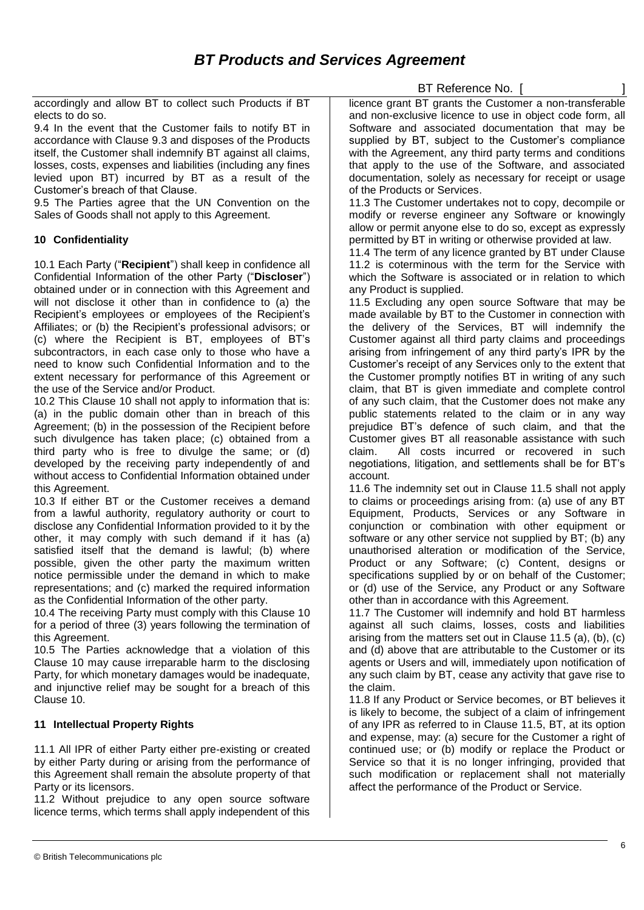accordingly and allow BT to collect such Products if BT elects to do so.

9.4 In the event that the Customer fails to notify BT in accordance with Clause 9.3 and disposes of the Products itself, the Customer shall indemnify BT against all claims, losses, costs, expenses and liabilities (including any fines levied upon BT) incurred by BT as a result of the Customer's breach of that Clause.

9.5 The Parties agree that the UN Convention on the Sales of Goods shall not apply to this Agreement.

## 10 Confidentiality

10.1 Each Party ("**Recipient**") shall keep in confidence all Confidential Information of the other Party ("**Discloser**") obtained under or in connection with this Agreement and will not disclose it other than in confidence to (a) the Recipient's employees or employees of the Recipient's Affiliates; or (b) the Recipient's professional advisors; or (c) where the Recipient is BT, employees of BT's subcontractors, in each case only to those who have a need to know such Confidential Information and to the extent necessary for performance of this Agreement or the use of the Service and/or Product.

10.2 This Clause 10 shall not apply to information that is: (a) in the public domain other than in breach of this Agreement; (b) in the possession of the Recipient before such divulgence has taken place; (c) obtained from a third party who is free to divulge the same; or (d) developed by the receiving party independently of and without access to Confidential Information obtained under this Agreement.

10.3 If either BT or the Customer receives a demand from a lawful authority, regulatory authority or court to disclose any Confidential Information provided to it by the other, it may comply with such demand if it has (a) satisfied itself that the demand is lawful; (b) where possible, given the other party the maximum written notice permissible under the demand in which to make representations; and (c) marked the required information as the Confidential Information of the other party.

10.4 The receiving Party must comply with this Clause 10 for a period of three (3) years following the termination of this Agreement.

10.5 The Parties acknowledge that a violation of this Clause 10 may cause irreparable harm to the disclosing Party, for which monetary damages would be inadequate, and injunctive relief may be sought for a breach of this Clause 10.

## 11 Intellectual Property Rights

11.1 All IPR of either Party either pre-existing or created by either Party during or arising from the performance of this Agreement shall remain the absolute property of that Party or its licensors.

11.2 Without prejudice to any open source software licence terms, which terms shall apply independent of this licence grant BT grants the Customer a non-transferable and non-exclusive licence to use in object code form, all Software and associated documentation that may be supplied by BT, subject to the Customer's compliance with the Agreement, any third party terms and conditions that apply to the use of the Software, and associated documentation, solely as necessary for receipt or usage of the Products or Services.

11.3 The Customer undertakes not to copy, decompile or modify or reverse engineer any Software or knowingly allow or permit anyone else to do so, except as expressly permitted by BT in writing or otherwise provided at law.

11.4 The term of any licence granted by BT under Clause 11.2 is coterminous with the term for the Service with which the Software is associated or in relation to which any Product is supplied.

11.5 Excluding any open source Software that may be made available by BT to the Customer in connection with the delivery of the Services, BT will indemnify the Customer against all third party claims and proceedings arising from infringement of any third party's IPR by the Customer's receipt of any Services only to the extent that the Customer promptly notifies BT in writing of any such claim, that BT is given immediate and complete control of any such claim, that the Customer does not make any public statements related to the claim or in any way prejudice BT's defence of such claim, and that the Customer gives BT all reasonable assistance with such claim. All costs incurred or recovered in such negotiations, litigation, and settlements shall be for BT's account.

11.6 The indemnity set out in Clause 11.5 shall not apply to claims or proceedings arising from: (a) use of any BT Equipment, Products, Services or any Software in conjunction or combination with other equipment or software or any other service not supplied by BT; (b) any unauthorised alteration or modification of the Service, Product or any Software; (c) Content, designs or specifications supplied by or on behalf of the Customer; or (d) use of the Service, any Product or any Software other than in accordance with this Agreement.

11.7 The Customer will indemnify and hold BT harmless against all such claims, losses, costs and liabilities arising from the matters set out in Clause 11.5 (a), (b), (c) and (d) above that are attributable to the Customer or its agents or Users and will, immediately upon notification of any such claim by BT, cease any activity that gave rise to the claim.

11.8 If any Product or Service becomes, or BT believes it is likely to become, the subject of a claim of infringement of any IPR as referred to in Clause 11.5, BT, at its option and expense, may: (a) secure for the Customer a right of continued use; or (b) modify or replace the Product or Service so that it is no longer infringing, provided that such modification or replacement shall not materially affect the performance of the Product or Service.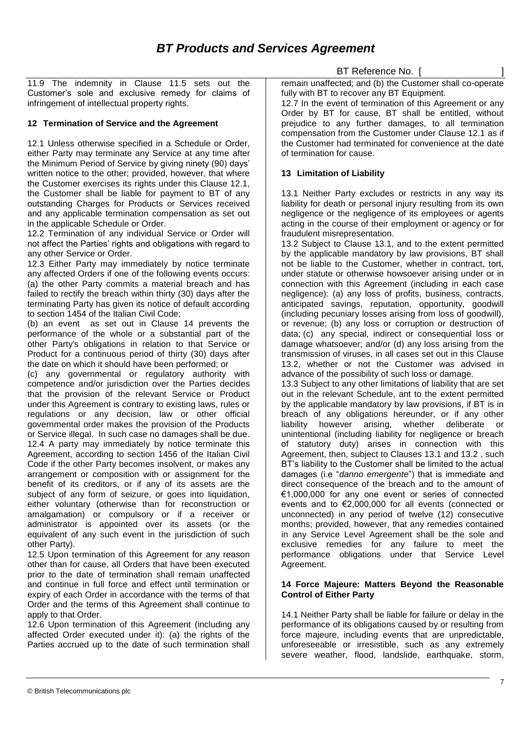11.9 The indemnity in Clause 11.5 sets out the Customer's sole and exclusive remedy for claims of infringement of intellectual property rights.

## 12 Termination of Service and the Agreement

12.1 Unless otherwise specified in a Schedule or Order, either Party may terminate any Service at any time after the Minimum Period of Service by giving ninety (90) days' written notice to the other; provided, however, that where the Customer exercises its rights under this Clause 12.1, the Customer shall be liable for payment to BT of any outstanding Charges for Products or Services received and any applicable termination compensation as set out in the applicable Schedule or Order.

12.2 Termination of any individual Service or Order will not affect the Parties' rights and obligations with regard to any other Service or Order.

12.3 Either Party may immediately by notice terminate any affected Orders if one of the following events occurs: (a) the other Party commits a material breach and has failed to rectify the breach within thirty (30) days after the terminating Party has given its notice of default according to section 1454 of the Italian Civil Code;

(b) an event as set out in Clause 14 prevents the performance of the whole or a substantial part of the other Party's obligations in relation to that Service or Product for a continuous period of thirty (30) days after the date on which it should have been performed; or

(c) any governmental or regulatory authority with competence and/or jurisdiction over the Parties decides that the provision of the relevant Service or Product under this Agreement is contrary to existing laws, rules or regulations or any decision, law or other official governmental order makes the provision of the Products or Service illegal. In such case no damages shall be due.

12.4 A party may immediately by notice terminate this Agreement, according to section 1456 of the Italian Civil Code if the other Party becomes insolvent, or makes any arrangement or composition with or assignment for the benefit of its creditors, or if any of its assets are the subject of any form of seizure, or goes into liquidation, either voluntary (otherwise than for reconstruction or amalgamation) or compulsory or if a receiver or administrator is appointed over its assets (or the equivalent of any such event in the jurisdiction of such other Party).

12.5 Upon termination of this Agreement for any reason other than for cause, all Orders that have been executed prior to the date of termination shall remain unaffected and continue in full force and effect until termination or expiry of each Order in accordance with the terms of that Order and the terms of this Agreement shall continue to apply to that Order.

12.6 Upon termination of this Agreement (including any affected Order executed under it): (a) the rights of the Parties accrued up to the date of such termination shall remain unaffected; and (b) the Customer shall co-operate fully with BT to recover any BT Equipment.

12.7 In the event of termination of this Agreement or any Order by BT for cause, BT shall be entitled, without prejudice to any further damages, to all termination compensation from the Customer under Clause 12.1 as if the Customer had terminated for convenience at the date of termination for cause.

## 13 Limitation of Liability

13.1 Neither Party excludes or restricts in any way its liability for death or personal injury resulting from its own negligence or the negligence of its employees or agents acting in the course of their employment or agency or for fraudulent misrepresentation.

13.2 Subject to Clause 13.1, and to the extent permitted by the applicable mandatory by law provisions, BT shall not be liable to the Customer, whether in contract, tort, under statute or otherwise howsoever arising under or in connection with this Agreement (including in each case negligence): (a) any loss of profits, business, contracts, anticipated savings, reputation, opportunity, goodwill (including pecuniary losses arising from loss of goodwill), or revenue; (b) any loss or corruption or destruction of data; (c) any special, indirect or consequential loss or damage whatsoever; and/or (d) any loss arising from the transmission of viruses, in all cases set out in this Clause 13.2, whether or not the Customer was advised in advance of the possibility of such loss or damage.

13.3 Subject to any other limitations of liability that are set out in the relevant Schedule, ant to the extent permitted by the applicable mandatory by law provisions, if BT is in breach of any obligations hereunder, or if any other liability however arising, whether deliberate or unintentional (including liability for negligence or breach of statutory duty) arises in connection with this Agreement, then, subject to Clauses 13.1 and 13.2 , such BT's liability to the Customer shall be limited to the actual damages (i.e "*danno emergente*") that is immediate and direct consequence of the breach and to the amount of €1,000,000 for any one event or series of connected events and to €2,000,000 for all events (connected or unconnected) in any period of twelve (12) consecutive months; provided, however, that any remedies contained in any Service Level Agreement shall be the sole and exclusive remedies for any failure to meet the performance obligations under that Service Level Agreement.

## 14 Force Majeure: Matters Beyond the Reasonable Control of Either Party

14.1 Neither Party shall be liable for failure or delay in the performance of its obligations caused by or resulting from force majeure, including events that are unpredictable, unforeseeable or irresistible, such as any extremely severe weather, flood, landslide, earthquake, storm,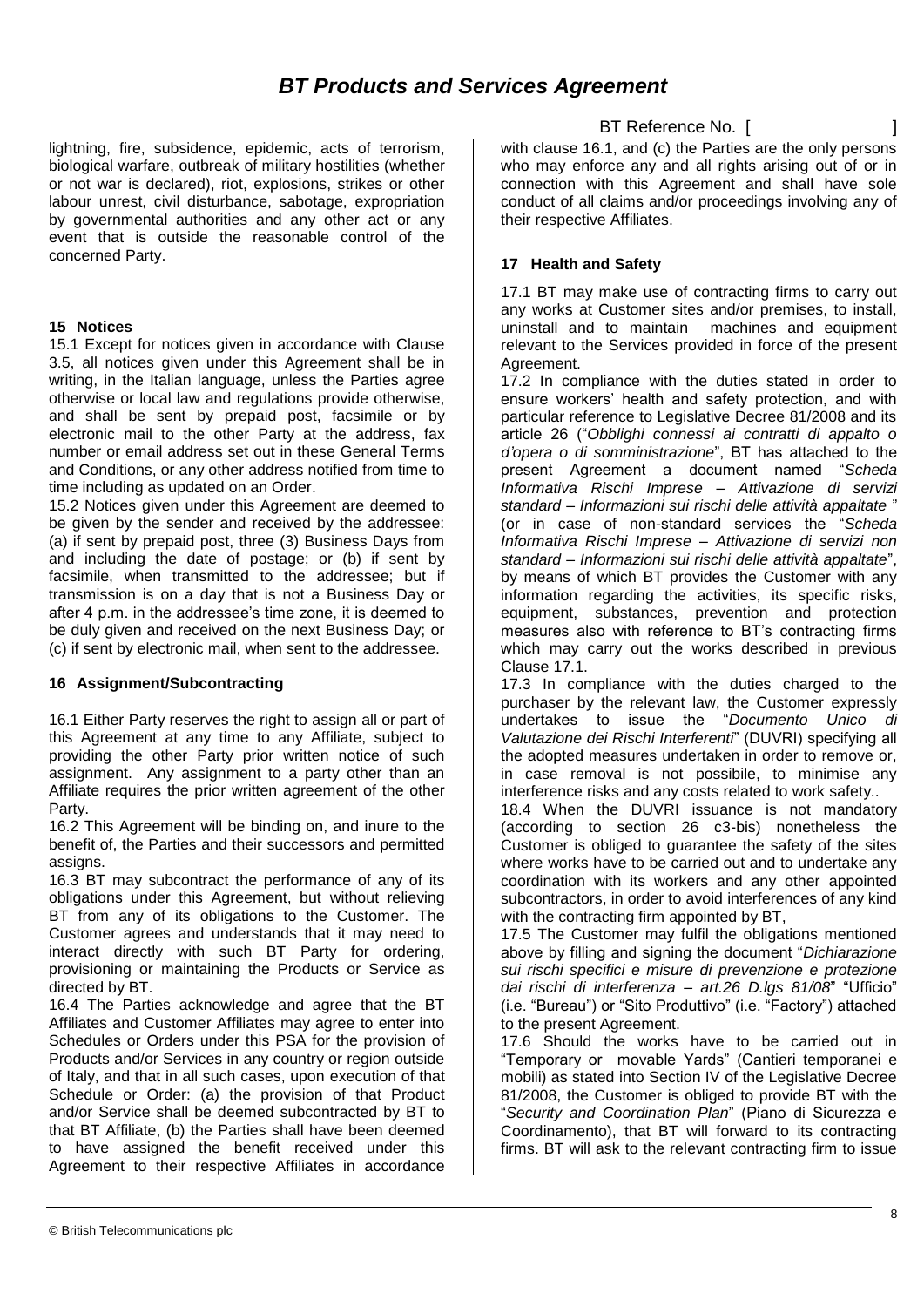lightning, fire, subsidence, epidemic, acts of terrorism, biological warfare, outbreak of military hostilities (whether or not war is declared), riot, explosions, strikes or other labour unrest, civil disturbance, sabotage, expropriation by governmental authorities and any other act or any event that is outside the reasonable control of the concerned Party.

## 15 Notices

15.1 Except for notices given in accordance with Clause 3.5, all notices given under this Agreement shall be in writing, in the Italian language, unless the Parties agree otherwise or local law and regulations provide otherwise, and shall be sent by prepaid post, facsimile or by electronic mail to the other Party at the address, fax number or email address set out in these General Terms and Conditions, or any other address notified from time to time including as updated on an Order.

15.2 Notices given under this Agreement are deemed to be given by the sender and received by the addressee: (a) if sent by prepaid post, three (3) Business Days from and including the date of postage; or (b) if sent by facsimile, when transmitted to the addressee; but if transmission is on a day that is not a Business Day or after 4 p.m. in the addressee's time zone, it is deemed to be duly given and received on the next Business Day; or (c) if sent by electronic mail, when sent to the addressee.

## 16 Assignment/Subcontracting

16.1 Either Party reserves the right to assign all or part of this Agreement at any time to any Affiliate, subject to providing the other Party prior written notice of such assignment. Any assignment to a party other than an Affiliate requires the prior written agreement of the other Party.

16.2 This Agreement will be binding on, and inure to the benefit of, the Parties and their successors and permitted assigns.

16.3 BT may subcontract the performance of any of its obligations under this Agreement, but without relieving BT from any of its obligations to the Customer. The Customer agrees and understands that it may need to interact directly with such BT Party for ordering, provisioning or maintaining the Products or Service as directed by BT.

16.4 The Parties acknowledge and agree that the BT Affiliates and Customer Affiliates may agree to enter into Schedules or Orders under this PSA for the provision of Products and/or Services in any country or region outside of Italy, and that in all such cases, upon execution of that Schedule or Order: (a) the provision of that Product and/or Service shall be deemed subcontracted by BT to that BT Affiliate, (b) the Parties shall have been deemed to have assigned the benefit received under this Agreement to their respective Affiliates in accordance with clause 16.1, and (c) the Parties are the only persons who may enforce any and all rights arising out of or in connection with this Agreement and shall have sole conduct of all claims and/or proceedings involving any of their respective Affiliates.

## 17 Health and Safety

17.1 BT may make use of contracting firms to carry out any works at Customer sites and/or premises, to install, uninstall and to maintain machines and equipment relevant to the Services provided in force of the present Agreement.

17.2 In compliance with the duties stated in order to ensure workers' health and safety protection, and with particular reference to Legislative Decree 81/2008 and its article 26 ("*Obblighi connessi ai contratti di appalto o d'opera o di somministrazione*", BT has attached to the present Agreement a document named "*Scheda Informativa Rischi Imprese – Attivazione di servizi standard – Informazioni sui rischi delle attività appaltate* " (or in case of non-standard services the "*Scheda Informativa Rischi Imprese – Attivazione di servizi non standard – Informazioni sui rischi delle attività appaltate*", by means of which BT provides the Customer with any information regarding the activities, its specific risks, equipment, substances, prevention and protection measures also with reference to BT's contracting firms which may carry out the works described in previous Clause 17.1.

17.3 In compliance with the duties charged to the purchaser by the relevant law, the Customer expressly undertakes to issue the "*Documento Unico di Valutazione dei Rischi Interferenti*" (DUVRI) specifying all the adopted measures undertaken in order to remove or, in case removal is not possibile, to minimise any interference risks and any costs related to work safety..

18.4 When the DUVRI issuance is not mandatory (according to section 26 c3-bis) nonetheless the Customer is obliged to guarantee the safety of the sites where works have to be carried out and to undertake any coordination with its workers and any other appointed subcontractors, in order to avoid interferences of any kind with the contracting firm appointed by BT,

17.5 The Customer may fulfil the obligations mentioned above by filling and signing the document "*Dichiarazione sui rischi specifici e misure di prevenzione e protezione dai rischi di interferenza – art.26 D.lgs 81/08*" "Ufficio" (i.e. "Bureau") or "Sito Produttivo" (i.e. "Factory") attached to the present Agreement.

17.6 Should the works have to be carried out in "Temporary or movable Yards" (Cantieri temporanei e mobili) as stated into Section IV of the Legislative Decree 81/2008, the Customer is obliged to provide BT with the "*Security and Coordination Plan*" (Piano di Sicurezza e Coordinamento), that BT will forward to its contracting firms. BT will ask to the relevant contracting firm to issue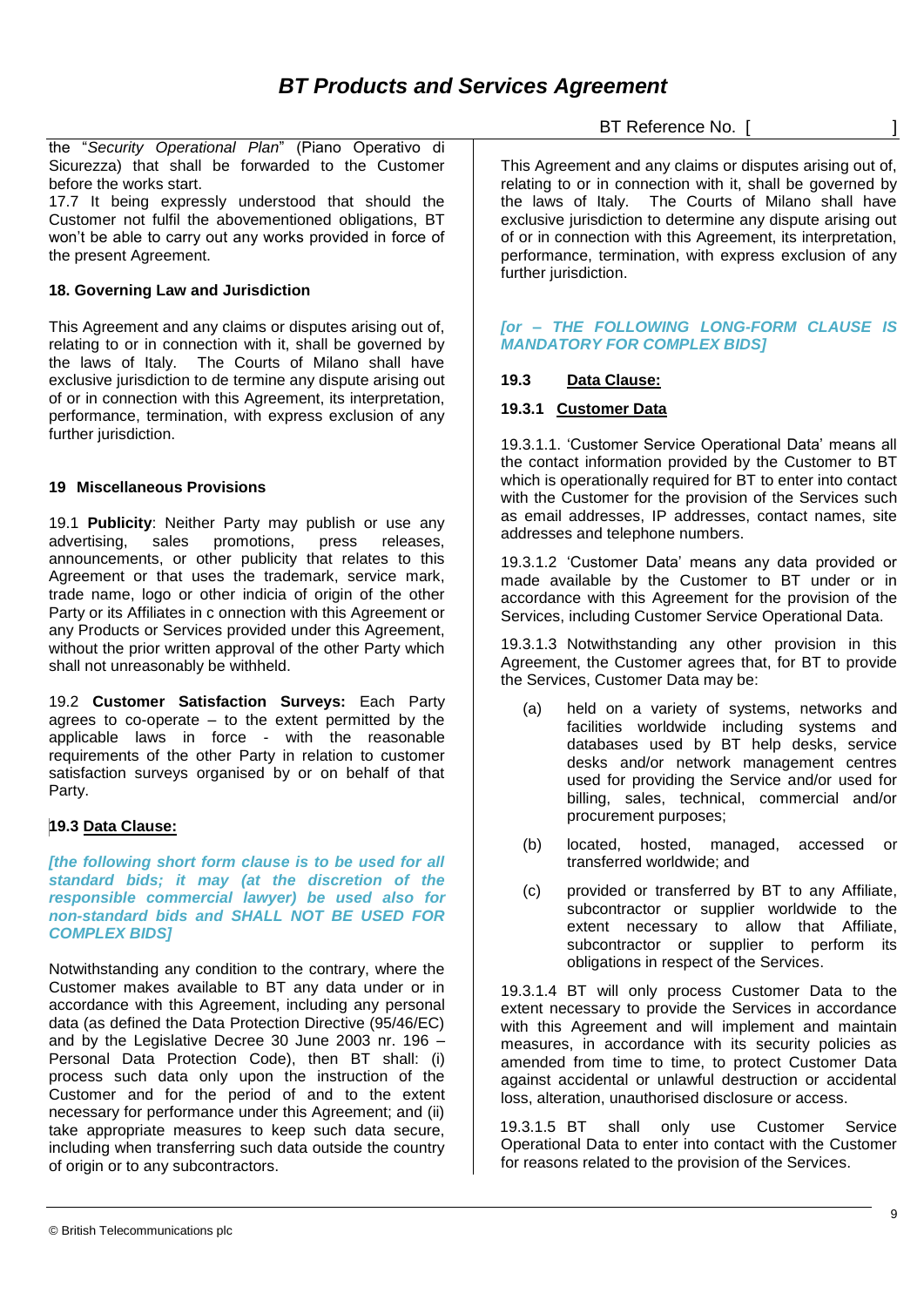the "*Security Operational Plan*" (Piano Operativo di Sicurezza) that shall be forwarded to the Customer before the works start.

17.7 It being expressly understood that should the Customer not fulfil the abovementioned obligations, BT won't be able to carry out any works provided in force of the present Agreement.

**18. Governing Law and Jurisdiction**

This Agreement and any claims or disputes arising out of, relating to or in connection with it, shall be governed by the laws of Italy. The Courts of Milano shall have exclusive jurisdiction to de termine any dispute arising out of or in connection with this Agreement, its interpretation, performance, termination, with express exclusion of any further jurisdiction.

**19 Miscellaneous Provisions**

19.1 **Publicity**: Neither Party may publish or use any advertising, sales promotions, press releases, announcements, or other publicity that relates to this Agreement or that uses the trademark, service mark, trade name, logo or other indicia of origin of the other Party or its Affiliates in c onnection with this Agreement or any Products or Services provided under this Agreement, without the prior written approval of the other Party which shall not unreasonably be withheld.

19.2 **Customer Satisfaction Surveys:** Each Party agrees to co-operate – to the extent permitted by the applicable laws in force - with the reasonable requirements of the other Party in relation to customer satisfaction surveys organised by or on behalf of that Party.

**19.3 Data Clause:**

***[the following short form clause is to be used for all standard bids; it may (at the discretion of the responsible commercial lawyer) be used also for non-standard bids and SHALL NOT BE USED FOR COMPLEX BIDS]***

Notwithstanding any condition to the contrary, where the Customer makes available to BT any data under or in accordance with this Agreement, including any personal data (as defined the Data Protection Directive (95/46/EC) and by the Legislative Decree 30 June 2003 nr. 196 – Personal Data Protection Code), then BT shall: (i) process such data only upon the instruction of the Customer and for the period of and to the extent necessary for performance under this Agreement; and (ii) take appropriate measures to keep such data secure, including when transferring such data outside the country of origin or to any subcontractors.

BT Reference No. [ ]

This Agreement and any claims or disputes arising out of, relating to or in connection with it, shall be governed by the laws of Italy. The Courts of Milano shall have exclusive jurisdiction to determine any dispute arising out of or in connection with this Agreement, its interpretation, performance, termination, with express exclusion of any further jurisdiction.

***[or – THE FOLLOWING LONG-FORM CLAUSE IS MANDATORY FOR COMPLEX BIDS]***

**19.3 Data Clause:**

**19.3.1 Customer Data**

19.3.1.1. 'Customer Service Operational Data' means all the contact information provided by the Customer to BT which is operationally required for BT to enter into contact with the Customer for the provision of the Services such as email addresses, IP addresses, contact names, site addresses and telephone numbers.

19.3.1.2 'Customer Data' means any data provided or made available by the Customer to BT under or in accordance with this Agreement for the provision of the Services, including Customer Service Operational Data.

19.3.1.3 Notwithstanding any other provision in this Agreement, the Customer agrees that, for BT to provide the Services, Customer Data may be:

(a) held on a variety of systems, networks and facilities worldwide including systems and databases used by BT help desks, service desks and/or network management centres used for providing the Service and/or used for billing, sales, technical, commercial and/or procurement purposes;

(b) located, hosted, managed, accessed or transferred worldwide; and

(c) provided or transferred by BT to any Affiliate, subcontractor or supplier worldwide to the extent necessary to allow that Affiliate, subcontractor or supplier to perform its obligations in respect of the Services.

19.3.1.4 BT will only process Customer Data to the extent necessary to provide the Services in accordance with this Agreement and will implement and maintain measures, in accordance with its security policies as amended from time to time, to protect Customer Data against accidental or unlawful destruction or accidental loss, alteration, unauthorised disclosure or access.

19.3.1.5 BT shall only use Customer Service Operational Data to enter into contact with the Customer for reasons related to the provision of the Services.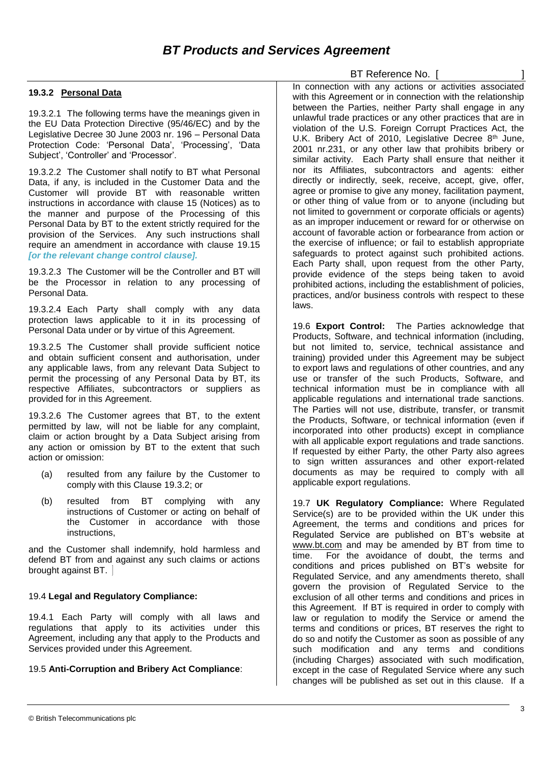# BT Products and Services Agreement

BT Reference No. [ ]

**19.3.2 Personal Data**

19.3.2.1 The following terms have the meanings given in the EU Data Protection Directive (95/46/EC) and by the Legislative Decree 30 June 2003 nr. 196 – Personal Data Protection Code: 'Personal Data', 'Processing', 'Data Subject', 'Controller' and 'Processor'.

19.3.2.2 The Customer shall notify to BT what Personal Data, if any, is included in the Customer Data and the Customer will provide BT with reasonable written instructions in accordance with clause 15 (Notices) as to the manner and purpose of the Processing of this Personal Data by BT to the extent strictly required for the provision of the Services. Any such instructions shall require an amendment in accordance with clause 19.15 ***[or the relevant change control clause].***

19.3.2.3 The Customer will be the Controller and BT will be the Processor in relation to any processing of Personal Data.

19.3.2.4 Each Party shall comply with any data protection laws applicable to it in its processing of Personal Data under or by virtue of this Agreement.

19.3.2.5 The Customer shall provide sufficient notice and obtain sufficient consent and authorisation, under any applicable laws, from any relevant Data Subject to permit the processing of any Personal Data by BT, its respective Affiliates, subcontractors or suppliers as provided for in this Agreement.

19.3.2.6 The Customer agrees that BT, to the extent permitted by law, will not be liable for any complaint, claim or action brought by a Data Subject arising from any action or omission by BT to the extent that such action or omission:

(a) resulted from any failure by the Customer to comply with this Clause 19.3.2; or

(b) resulted from BT complying with any instructions of Customer or acting on behalf of the Customer in accordance with those instructions,

and the Customer shall indemnify, hold harmless and defend BT from and against any such claims or actions brought against BT.

19.4 **Legal and Regulatory Compliance:**

19.4.1 Each Party will comply with all laws and regulations that apply to its activities under this Agreement, including any that apply to the Products and Services provided under this Agreement.

19.5 **Anti-Corruption and Bribery Act Compliance**:

In connection with any actions or activities associated with this Agreement or in connection with the relationship between the Parties, neither Party shall engage in any unlawful trade practices or any other practices that are in violation of the U.S. Foreign Corrupt Practices Act, the U.K. Bribery Act of 2010, Legislative Decree 8th June, 2001 nr.231, or any other law that prohibits bribery or similar activity. Each Party shall ensure that neither it nor its Affiliates, subcontractors and agents: either directly or indirectly, seek, receive, accept, give, offer, agree or promise to give any money, facilitation payment, or other thing of value from or to anyone (including but not limited to government or corporate officials or agents) as an improper inducement or reward for or otherwise on account of favorable action or forbearance from action or the exercise of influence; or fail to establish appropriate safeguards to protect against such prohibited actions. Each Party shall, upon request from the other Party, provide evidence of the steps being taken to avoid prohibited actions, including the establishment of policies, practices, and/or business controls with respect to these laws.

19.6 **Export Control:** The Parties acknowledge that Products, Software, and technical information (including, but not limited to, service, technical assistance and training) provided under this Agreement may be subject to export laws and regulations of other countries, and any use or transfer of the such Products, Software, and technical information must be in compliance with all applicable regulations and international trade sanctions. The Parties will not use, distribute, transfer, or transmit the Products, Software, or technical information (even if incorporated into other products) except in compliance with all applicable export regulations and trade sanctions. If requested by either Party, the other Party also agrees to sign written assurances and other export-related documents as may be required to comply with all applicable export regulations.

19.7 **UK Regulatory Compliance:** Where Regulated Service(s) are to be provided within the UK under this Agreement, the terms and conditions and prices for Regulated Service are published on BT's website at www.bt.com and may be amended by BT from time to time. For the avoidance of doubt, the terms and conditions and prices published on BT's website for Regulated Service, and any amendments thereto, shall govern the provision of Regulated Service to the exclusion of all other terms and conditions and prices in this Agreement. If BT is required in order to comply with law or regulation to modify the Service or amend the terms and conditions or prices, BT reserves the right to do so and notify the Customer as soon as possible of any such modification and any terms and conditions (including Charges) associated with such modification, except in the case of Regulated Service where any such changes will be published as set out in this clause. If a

© British Telecommunications plc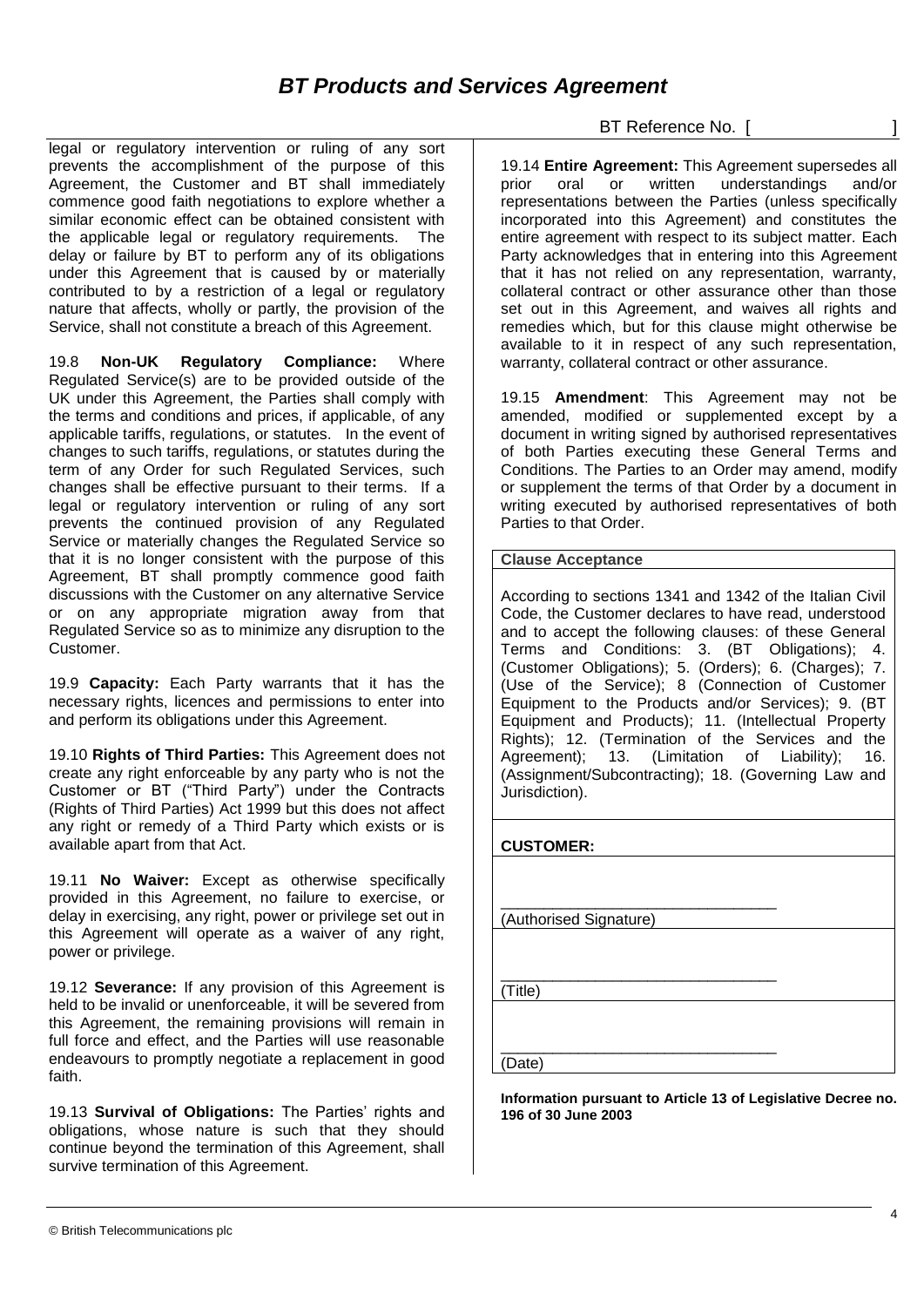legal or regulatory intervention or ruling of any sort prevents the accomplishment of the purpose of this Agreement, the Customer and BT shall immediately commence good faith negotiations to explore whether a similar economic effect can be obtained consistent with the applicable legal or regulatory requirements. The delay or failure by BT to perform any of its obligations under this Agreement that is caused by or materially contributed to by a restriction of a legal or regulatory nature that affects, wholly or partly, the provision of the Service, shall not constitute a breach of this Agreement.

19.8 **Non-UK Regulatory Compliance:** Where Regulated Service(s) are to be provided outside of the UK under this Agreement, the Parties shall comply with the terms and conditions and prices, if applicable, of any applicable tariffs, regulations, or statutes. In the event of changes to such tariffs, regulations, or statutes during the term of any Order for such Regulated Services, such changes shall be effective pursuant to their terms. If a legal or regulatory intervention or ruling of any sort prevents the continued provision of any Regulated Service or materially changes the Regulated Service so that it is no longer consistent with the purpose of this Agreement, BT shall promptly commence good faith discussions with the Customer on any alternative Service or on any appropriate migration away from that Regulated Service so as to minimize any disruption to the Customer.

19.9 **Capacity:** Each Party warrants that it has the necessary rights, licences and permissions to enter into and perform its obligations under this Agreement.

19.10 **Rights of Third Parties:** This Agreement does not create any right enforceable by any party who is not the Customer or BT ("Third Party") under the Contracts (Rights of Third Parties) Act 1999 but this does not affect any right or remedy of a Third Party which exists or is available apart from that Act.

19.11 **No Waiver:** Except as otherwise specifically provided in this Agreement, no failure to exercise, or delay in exercising, any right, power or privilege set out in this Agreement will operate as a waiver of any right, power or privilege.

19.12 **Severance:** If any provision of this Agreement is held to be invalid or unenforceable, it will be severed from this Agreement, the remaining provisions will remain in full force and effect, and the Parties will use reasonable endeavours to promptly negotiate a replacement in good faith.

19.13 **Survival of Obligations:** The Parties' rights and obligations, whose nature is such that they should continue beyond the termination of this Agreement, shall survive termination of this Agreement.

19.14 **Entire Agreement:** This Agreement supersedes all prior oral or written understandings and/or representations between the Parties (unless specifically incorporated into this Agreement) and constitutes the entire agreement with respect to its subject matter. Each Party acknowledges that in entering into this Agreement that it has not relied on any representation, warranty, collateral contract or other assurance other than those set out in this Agreement, and waives all rights and remedies which, but for this clause might otherwise be available to it in respect of any such representation, warranty, collateral contract or other assurance.

19.15 **Amendment**: This Agreement may not be amended, modified or supplemented except by a document in writing signed by authorised representatives of both Parties executing these General Terms and Conditions. The Parties to an Order may amend, modify or supplement the terms of that Order by a document in writing executed by authorised representatives of both Parties to that Order.

| **Clause Acceptance** |
|---|
| According to sections 1341 and 1342 of the Italian Civil Code, the Customer declares to have read, understood and to accept the following clauses: of these General Terms and Conditions: 3. (BT Obligations); 4. (Customer Obligations); 5. (Orders); 6. (Charges); 7. (Use of the Service); 8 (Connection of Customer Equipment to the Products and/or Services); 9. (BT Equipment and Products); 11. (Intellectual Property Rights); 12. (Termination of the Services and the Agreement); 13. (Limitation of Liability); 16. (Assignment/Subcontracting); 18. (Governing Law and Jurisdiction). |
| **CUSTOMER:** |
| \_\_\_\_\_\_\_\_\_\_\_\_\_\_\_\_\_\_\_\_\_\_\_\_\_\_\_\_\_\_\_\_ (Authorised Signature) |
| \_\_\_\_\_\_\_\_\_\_\_\_\_\_\_\_\_\_\_\_\_\_\_\_\_\_\_\_\_\_\_\_ (Title) |
| \_\_\_\_\_\_\_\_\_\_\_\_\_\_\_\_\_\_\_\_\_\_\_\_\_\_\_\_\_\_\_\_ (Date) |

**Information pursuant to Article 13 of Legislative Decree no. 196 of 30 June 2003**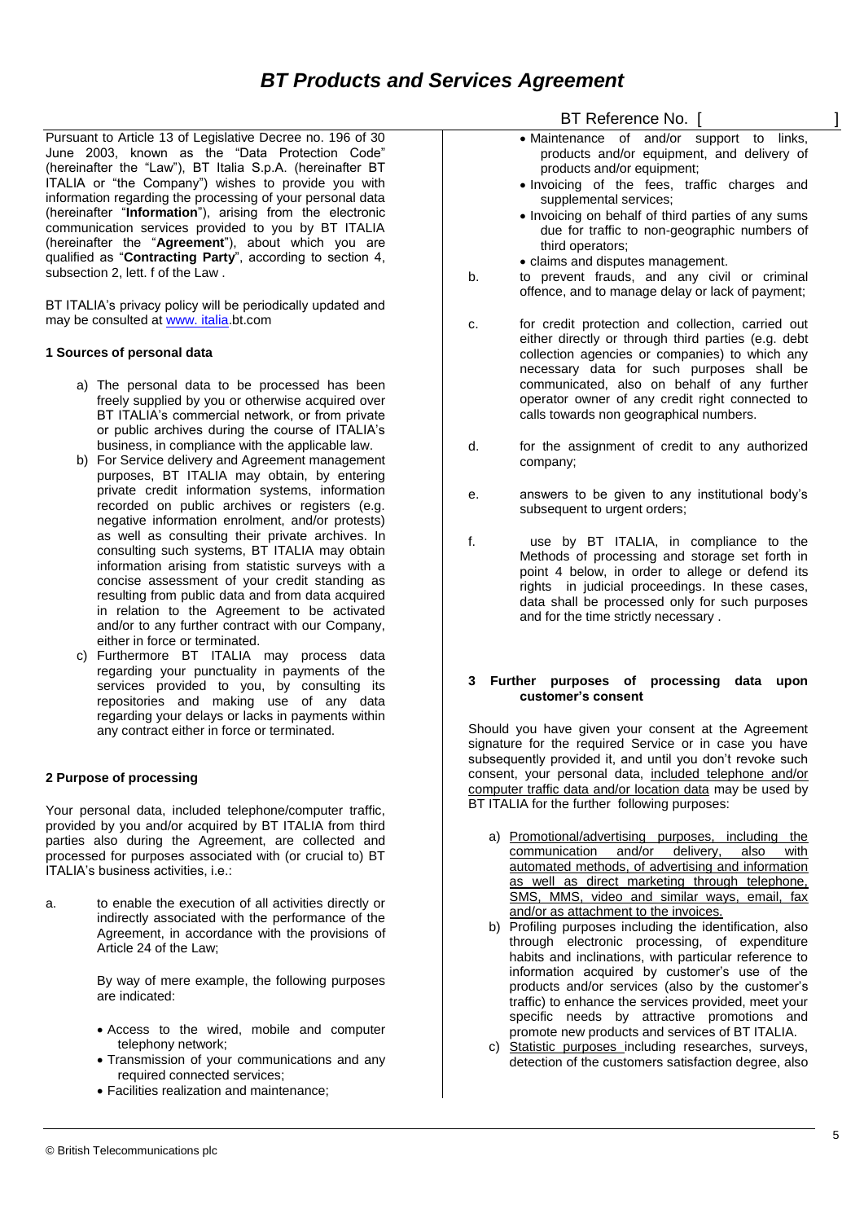# *BT Products and Services Agreement*

BT Reference No. [ ]

Pursuant to Article 13 of Legislative Decree no. 196 of 30 June 2003, known as the "Data Protection Code" (hereinafter the "Law"), BT Italia S.p.A. (hereinafter BT ITALIA or "the Company") wishes to provide you with information regarding the processing of your personal data (hereinafter "**Information**"), arising from the electronic communication services provided to you by BT ITALIA (hereinafter the "**Agreement**"), about which you are qualified as "**Contracting Party**", according to section 4, subsection 2, lett. f of the Law .

BT ITALIA's privacy policy will be periodically updated and may be consulted at www. italia.bt.com

**1 Sources of personal data**

a) The personal data to be processed has been freely supplied by you or otherwise acquired over BT ITALIA's commercial network, or from private or public archives during the course of ITALIA's business, in compliance with the applicable law.
b) For Service delivery and Agreement management purposes, BT ITALIA may obtain, by entering private credit information systems, information recorded on public archives or registers (e.g. negative information enrolment, and/or protests) as well as consulting their private archives. In consulting such systems, BT ITALIA may obtain information arising from statistic surveys with a concise assessment of your credit standing as resulting from public data and from data acquired in relation to the Agreement to be activated and/or to any further contract with our Company, either in force or terminated.
c) Furthermore BT ITALIA may process data regarding your punctuality in payments of the services provided to you, by consulting its repositories and making use of any data regarding your delays or lacks in payments within any contract either in force or terminated.

**2 Purpose of processing**

Your personal data, included telephone/computer traffic, provided by you and/or acquired by BT ITALIA from third parties also during the Agreement, are collected and processed for purposes associated with (or crucial to) BT ITALIA's business activities, i.e.:

a. to enable the execution of all activities directly or indirectly associated with the performance of the Agreement, in accordance with the provisions of Article 24 of the Law;

By way of mere example, the following purposes are indicated:

- Access to the wired, mobile and computer telephony network;
- Transmission of your communications and any required connected services;
- Facilities realization and maintenance;
- Maintenance of and/or support to links, products and/or equipment, and delivery of products and/or equipment;
- Invoicing of the fees, traffic charges and supplemental services;
- Invoicing on behalf of third parties of any sums due for traffic to non-geographic numbers of third operators;
- claims and disputes management.

b. to prevent frauds, and any civil or criminal offence, and to manage delay or lack of payment;

c. for credit protection and collection, carried out either directly or through third parties (e.g. debt collection agencies or companies) to which any necessary data for such purposes shall be communicated, also on behalf of any further operator owner of any credit right connected to calls towards non geographical numbers.

d. for the assignment of credit to any authorized company;

e. answers to be given to any institutional body's subsequent to urgent orders;

f. use by BT ITALIA, in compliance to the Methods of processing and storage set forth in point 4 below, in order to allege or defend its rights in judicial proceedings. In these cases, data shall be processed only for such purposes and for the time strictly necessary .

**3 Further purposes of processing data upon customer's consent**

Should you have given your consent at the Agreement signature for the required Service or in case you have subsequently provided it, and until you don't revoke such consent, your personal data, included telephone and/or computer traffic data and/or location data may be used by BT ITALIA for the further following purposes:

a) Promotional/advertising purposes, including the communication and/or delivery, also with automated methods, of advertising and information as well as direct marketing through telephone, SMS, MMS, video and similar ways, email, fax and/or as attachment to the invoices.
b) Profiling purposes including the identification, also through electronic processing, of expenditure habits and inclinations, with particular reference to information acquired by customer's use of the products and/or services (also by the customer's traffic) to enhance the services provided, meet your specific needs by attractive promotions and promote new products and services of BT ITALIA.
c) Statistic purposes including researches, surveys, detection of the customers satisfaction degree, also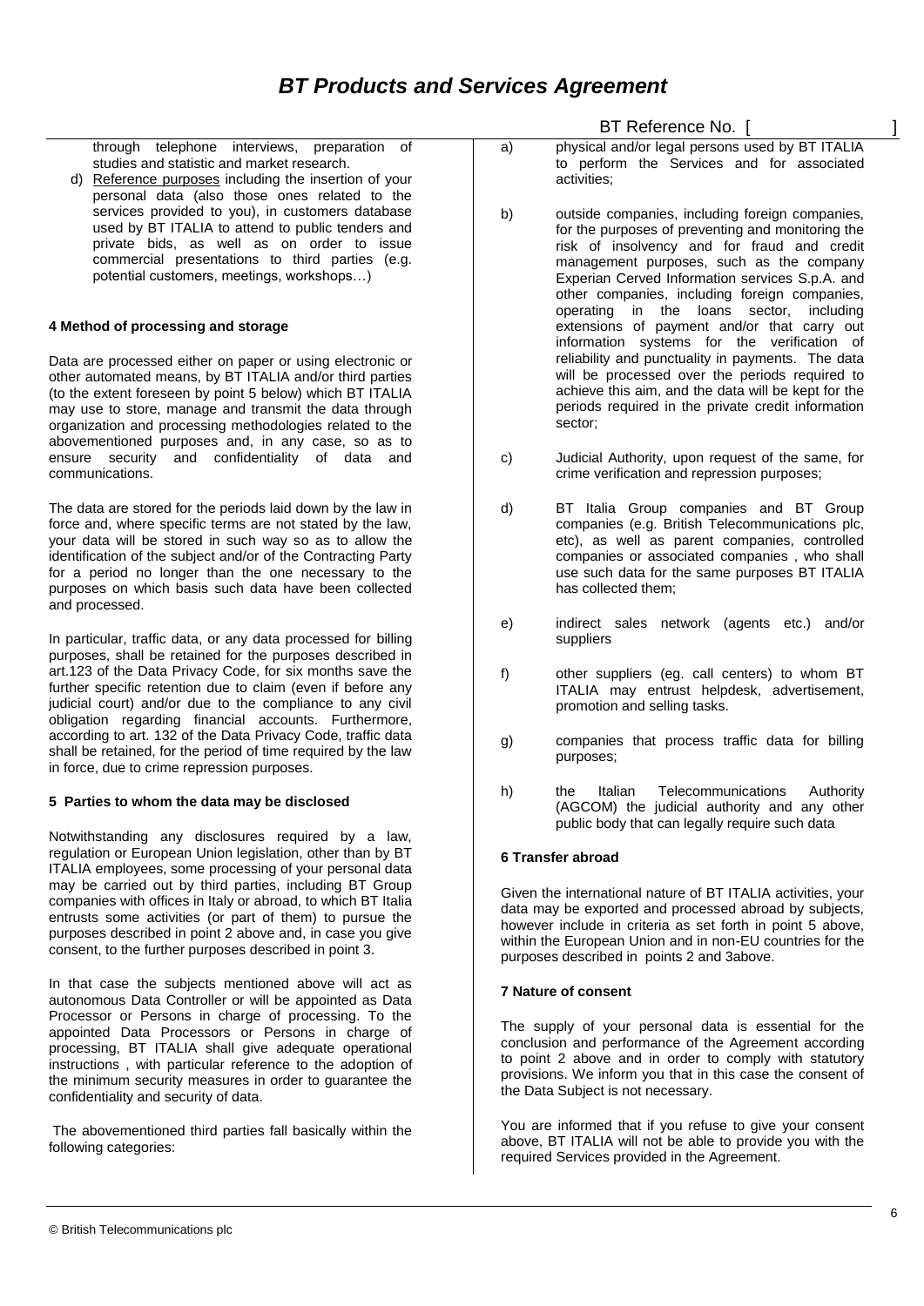through telephone interviews, preparation of studies and statistic and market research.

d) Reference purposes including the insertion of your personal data (also those ones related to the services provided to you), in customers database used by BT ITALIA to attend to public tenders and private bids, as well as on order to issue commercial presentations to third parties (e.g. potential customers, meetings, workshops…)

**4 Method of processing and storage**

Data are processed either on paper or using electronic or other automated means, by BT ITALIA and/or third parties (to the extent foreseen by point 5 below) which BT ITALIA may use to store, manage and transmit the data through organization and processing methodologies related to the abovementioned purposes and, in any case, so as to ensure security and confidentiality of data and communications.

The data are stored for the periods laid down by the law in force and, where specific terms are not stated by the law, your data will be stored in such way so as to allow the identification of the subject and/or of the Contracting Party for a period no longer than the one necessary to the purposes on which basis such data have been collected and processed.

In particular, traffic data, or any data processed for billing purposes, shall be retained for the purposes described in art.123 of the Data Privacy Code, for six months save the further specific retention due to claim (even if before any judicial court) and/or due to the compliance to any civil obligation regarding financial accounts. Furthermore, according to art. 132 of the Data Privacy Code, traffic data shall be retained, for the period of time required by the law in force, due to crime repression purposes.

**5 Parties to whom the data may be disclosed**

Notwithstanding any disclosures required by a law, regulation or European Union legislation, other than by BT ITALIA employees, some processing of your personal data may be carried out by third parties, including BT Group companies with offices in Italy or abroad, to which BT Italia entrusts some activities (or part of them) to pursue the purposes described in point 2 above and, in case you give consent, to the further purposes described in point 3.

In that case the subjects mentioned above will act as autonomous Data Controller or will be appointed as Data Processor or Persons in charge of processing. To the appointed Data Processors or Persons in charge of processing, BT ITALIA shall give adequate operational instructions , with particular reference to the adoption of the minimum security measures in order to guarantee the confidentiality and security of data.

The abovementioned third parties fall basically within the following categories:

a) physical and/or legal persons used by BT ITALIA to perform the Services and for associated activities;

b) outside companies, including foreign companies, for the purposes of preventing and monitoring the risk of insolvency and for fraud and credit management purposes, such as the company Experian Cerved Information services S.p.A. and other companies, including foreign companies, operating in the loans sector, including extensions of payment and/or that carry out information systems for the verification of reliability and punctuality in payments. The data will be processed over the periods required to achieve this aim, and the data will be kept for the periods required in the private credit information sector;

c) Judicial Authority, upon request of the same, for crime verification and repression purposes;

d) BT Italia Group companies and BT Group companies (e.g. British Telecommunications plc, etc), as well as parent companies, controlled companies or associated companies , who shall use such data for the same purposes BT ITALIA has collected them;

e) indirect sales network (agents etc.) and/or suppliers

f) other suppliers (eg. call centers) to whom BT ITALIA may entrust helpdesk, advertisement, promotion and selling tasks.

g) companies that process traffic data for billing purposes;

h) the Italian Telecommunications Authority (AGCOM) the judicial authority and any other public body that can legally require such data

**6 Transfer abroad**

Given the international nature of BT ITALIA activities, your data may be exported and processed abroad by subjects, however include in criteria as set forth in point 5 above, within the European Union and in non-EU countries for the purposes described in points 2 and 3above.

**7 Nature of consent**

The supply of your personal data is essential for the conclusion and performance of the Agreement according to point 2 above and in order to comply with statutory provisions. We inform you that in this case the consent of the Data Subject is not necessary.

You are informed that if you refuse to give your consent above, BT ITALIA will not be able to provide you with the required Services provided in the Agreement.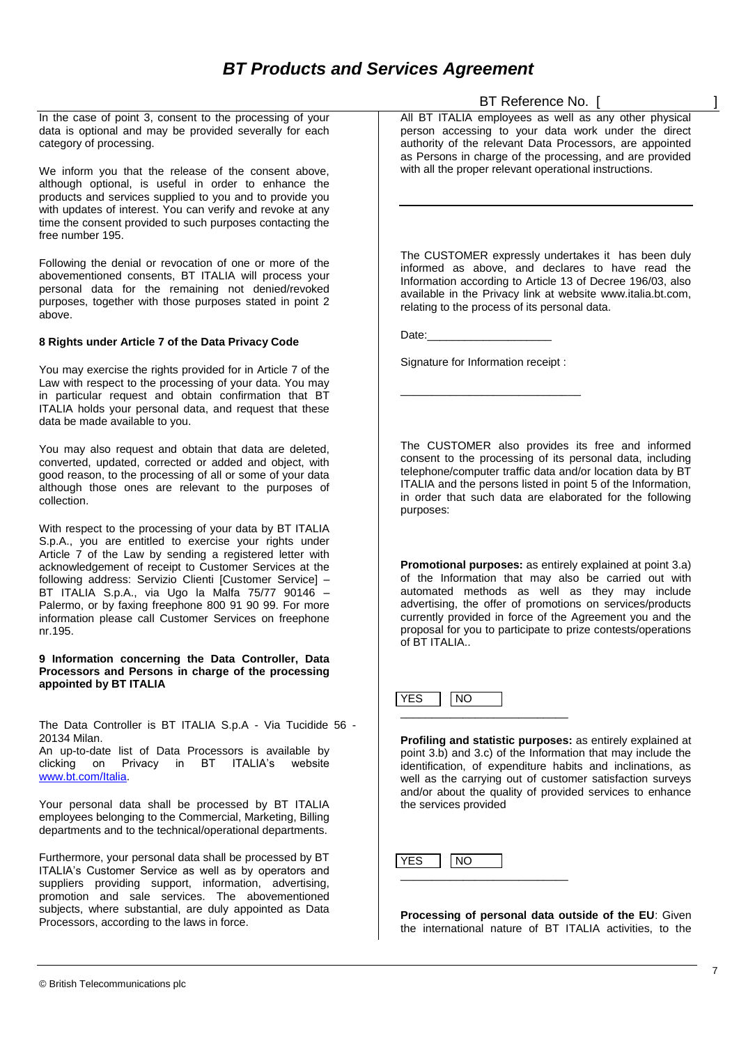In the case of point 3, consent to the processing of your data is optional and may be provided severally for each category of processing.

We inform you that the release of the consent above, although optional, is useful in order to enhance the products and services supplied to you and to provide you with updates of interest. You can verify and revoke at any time the consent provided to such purposes contacting the free number 195.

Following the denial or revocation of one or more of the abovementioned consents, BT ITALIA will process your personal data for the remaining not denied/revoked purposes, together with those purposes stated in point 2 above.

**8 Rights under Article 7 of the Data Privacy Code**

You may exercise the rights provided for in Article 7 of the Law with respect to the processing of your data. You may in particular request and obtain confirmation that BT ITALIA holds your personal data, and request that these data be made available to you.

You may also request and obtain that data are deleted, converted, updated, corrected or added and object, with good reason, to the processing of all or some of your data although those ones are relevant to the purposes of collection.

With respect to the processing of your data by BT ITALIA S.p.A., you are entitled to exercise your rights under Article 7 of the Law by sending a registered letter with acknowledgement of receipt to Customer Services at the following address: Servizio Clienti [Customer Service] – BT ITALIA S.p.A., via Ugo la Malfa 75/77 90146 – Palermo, or by faxing freephone 800 91 90 99. For more information please call Customer Services on freephone nr.195.

**9 Information concerning the Data Controller, Data Processors and Persons in charge of the processing appointed by BT ITALIA**

The Data Controller is BT ITALIA S.p.A - Via Tucidide 56 - 20134 Milan.
An up-to-date list of Data Processors is available by clicking on Privacy in BT ITALIA's website [www.bt.com/Italia](www.bt.com/Italia).

Your personal data shall be processed by BT ITALIA employees belonging to the Commercial, Marketing, Billing departments and to the technical/operational departments.

Furthermore, your personal data shall be processed by BT ITALIA's Customer Service as well as by operators and suppliers providing support, information, advertising, promotion and sale services. The abovementioned subjects, where substantial, are duly appointed as Data Processors, according to the laws in force.

BT Reference No. [ ]

All BT ITALIA employees as well as any other physical person accessing to your data work under the direct authority of the relevant Data Processors, are appointed as Persons in charge of the processing, and are provided with all the proper relevant operational instructions.

---

The CUSTOMER expressly undertakes it has been duly informed as above, and declares to have read the Information according to Article 13 of Decree 196/03, also available in the Privacy link at website www.italia.bt.com, relating to the process of its personal data.

Date:____________________

Signature for Information receipt :

______________________________

The CUSTOMER also provides its free and informed consent to the processing of its personal data, including telephone/computer traffic data and/or location data by BT ITALIA and the persons listed in point 5 of the Information, in order that such data are elaborated for the following purposes:

**Promotional purposes:** as entirely explained at point 3.a) of the Information that may also be carried out with automated methods as well as they may include advertising, the offer of promotions on services/products currently provided in force of the Agreement you and the proposal for you to participate to prize contests/operations of BT ITALIA..

YES NO

____________________________

**Profiling and statistic purposes:** as entirely explained at point 3.b) and 3.c) of the Information that may include the identification, of expenditure habits and inclinations, as well as the carrying out of customer satisfaction surveys and/or about the quality of provided services to enhance the services provided

YES NO

____________________________

**Processing of personal data outside of the EU**: Given the international nature of BT ITALIA activities, to the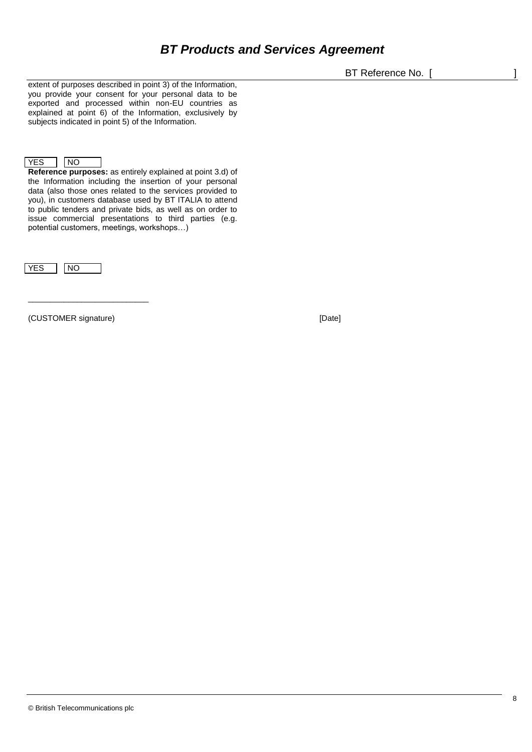BT Reference No. [ ]

extent of purposes described in point 3) of the Information, you provide your consent for your personal data to be exported and processed within non-EU countries as explained at point 6) of the Information, exclusively by subjects indicated in point 5) of the Information.

YES NO

**Reference purposes:** as entirely explained at point 3.d) of the Information including the insertion of your personal data (also those ones related to the services provided to you), in customers database used by BT ITALIA to attend to public tenders and private bids, as well as on order to issue commercial presentations to third parties (e.g. potential customers, meetings, workshops…)

YES NO

\_\_\_\_\_\_\_\_\_\_\_\_\_\_\_\_\_\_\_\_\_\_\_\_\_\_

(CUSTOMER signature) [Date]